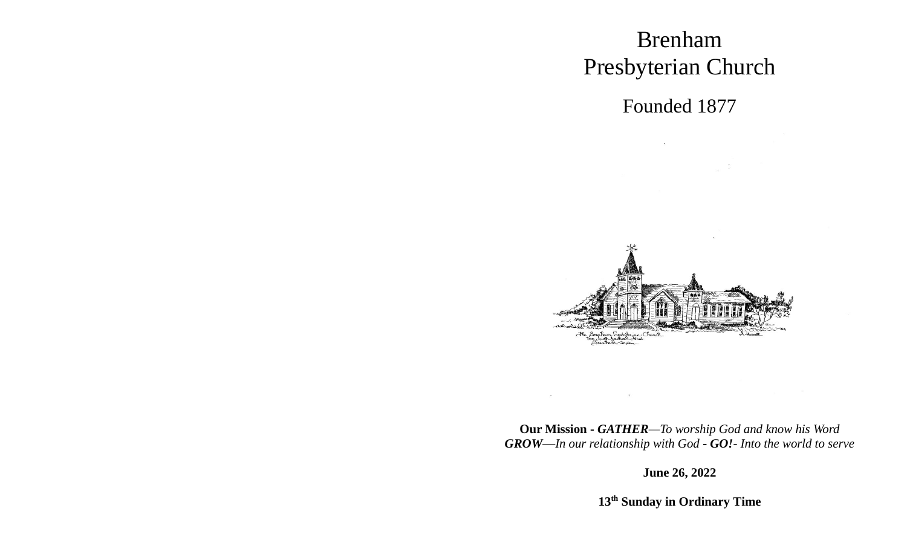# Brenham Presbyterian Church

## Founded 1877

**Our Mission - *GATHER*—*To worship God and know his Word***
***GROW—In our relationship with God - GO!- Into the world to serve***

**June 26, 2022**

**13th Sunday in Ordinary Time**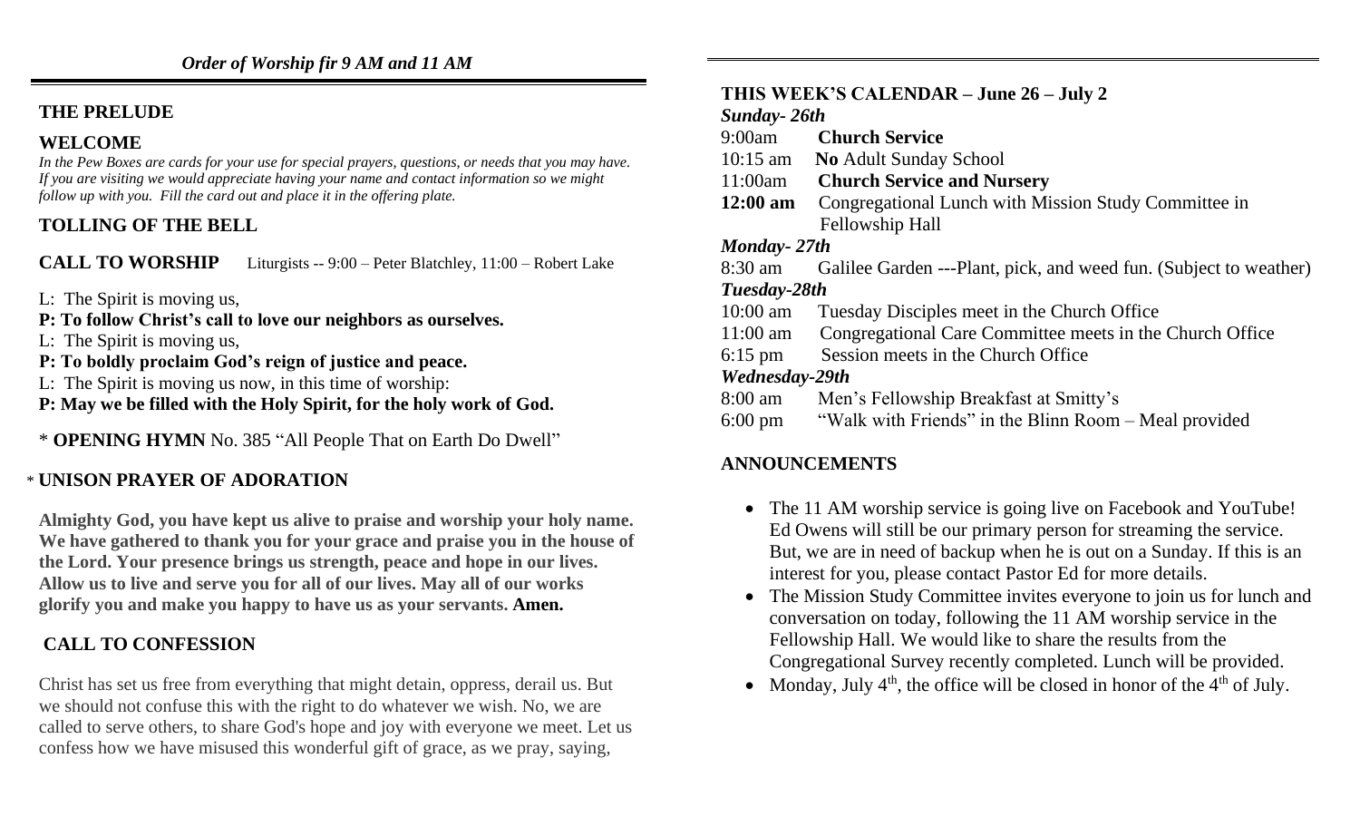*Order of Worship fir 9 AM and 11 AM*

## THE PRELUDE

## WELCOME

*In the Pew Boxes are cards for your use for special prayers, questions, or needs that you may have. If you are visiting we would appreciate having your name and contact information so we might follow up with you. Fill the card out and place it in the offering plate.*

## TOLLING OF THE BELL

## CALL TO WORSHIP

Liturgists -- 9:00 – Peter Blatchley, 11:00 – Robert Lake

L: The Spirit is moving us,

**P: To follow Christ's call to love our neighbors as ourselves.**

L: The Spirit is moving us,

**P: To boldly proclaim God's reign of justice and peace.**

L: The Spirit is moving us now, in this time of worship:

**P: May we be filled with the Holy Spirit, for the holy work of God.**

\* **OPENING HYMN** No. 385 "All People That on Earth Do Dwell"

## * UNISON PRAYER OF ADORATION

**Almighty God, you have kept us alive to praise and worship your holy name. We have gathered to thank you for your grace and praise you in the house of the Lord. Your presence brings us strength, peace and hope in our lives. Allow us to live and serve you for all of our lives. May all of our works glorify you and make you happy to have us as your servants. Amen.**

## CALL TO CONFESSION

Christ has set us free from everything that might detain, oppress, derail us. But we should not confuse this with the right to do whatever we wish. No, we are called to serve others, to share God's hope and joy with everyone we meet. Let us confess how we have misused this wonderful gift of grace, as we pray, saying,

## THIS WEEK'S CALENDAR – June 26 – July 2

***Sunday- 26th***

9:00am **Church Service**

10:15 am **No** Adult Sunday School

11:00am **Church Service and Nursery**

**12:00 am** Congregational Lunch with Mission Study Committee in Fellowship Hall

***Monday- 27th***

8:30 am Galilee Garden ---Plant, pick, and weed fun. (Subject to weather)

***Tuesday-28th***

10:00 am Tuesday Disciples meet in the Church Office

11:00 am Congregational Care Committee meets in the Church Office

6:15 pm Session meets in the Church Office

***Wednesday-29th***

8:00 am Men's Fellowship Breakfast at Smitty's

6:00 pm "Walk with Friends" in the Blinn Room – Meal provided

## ANNOUNCEMENTS

- The 11 AM worship service is going live on Facebook and YouTube! Ed Owens will still be our primary person for streaming the service. But, we are in need of backup when he is out on a Sunday. If this is an interest for you, please contact Pastor Ed for more details.
- The Mission Study Committee invites everyone to join us for lunch and conversation on today, following the 11 AM worship service in the Fellowship Hall. We would like to share the results from the Congregational Survey recently completed. Lunch will be provided.
- Monday, July 4th, the office will be closed in honor of the 4th of July.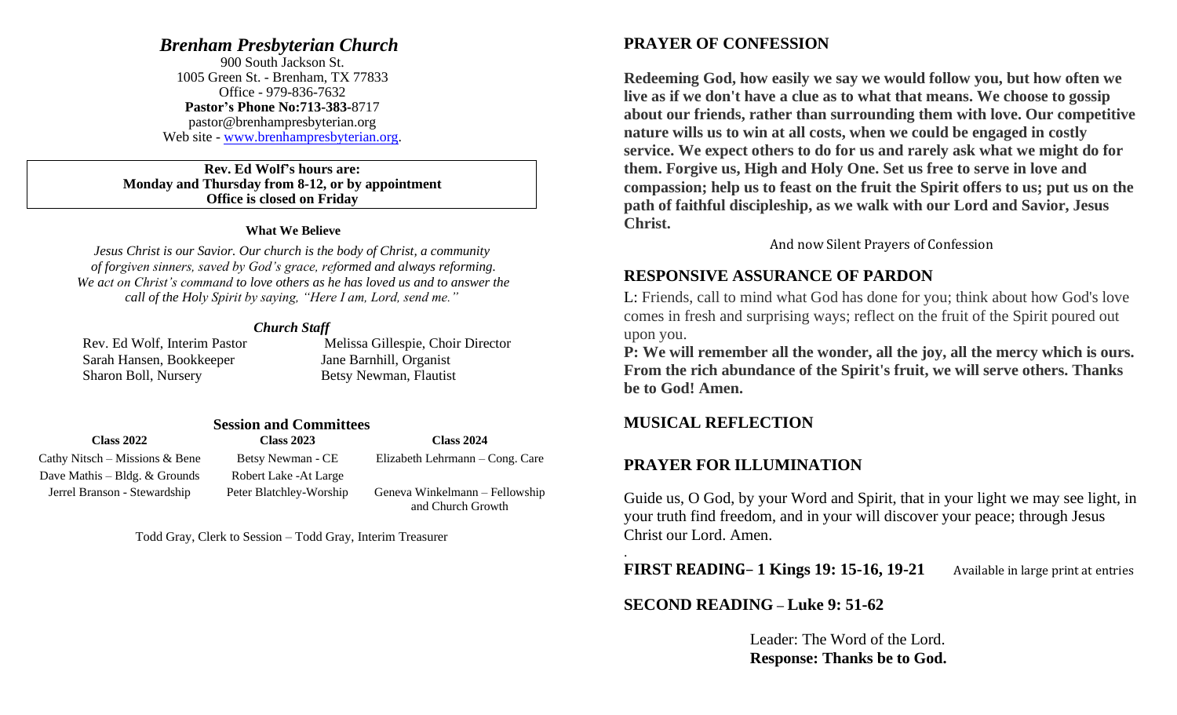# *Brenham Presbyterian Church*

900 South Jackson St.
1005 Green St. - Brenham, TX 77833
Office - 979-836-7632
**Pastor's Phone No:713-383-**8717
pastor@brenhampresbyterian.org
Web site - www.brenhampresbyterian.org.

**Rev. Ed Wolf's hours are:**
**Monday and Thursday from 8-12, or by appointment**
**Office is closed on Friday**

**What We Believe**

*Jesus Christ is our Savior. Our church is the body of Christ, a community of forgiven sinners, saved by God's grace, reformed and always reforming. We act on Christ's command to love others as he has loved us and to answer the call of the Holy Spirit by saying, "Here I am, Lord, send me."*

***Church Staff***

| | |
|---|---|
| Rev. Ed Wolf, Interim Pastor | Melissa Gillespie, Choir Director |
| Sarah Hansen, Bookkeeper | Jane Barnhill, Organist |
| Sharon Boll, Nursery | Betsy Newman, Flautist |

**Session and Committees**

| **Class 2022** | **Class 2023** | **Class 2024** |
|---|---|---|
| Cathy Nitsch – Missions & Bene | Betsy Newman - CE | Elizabeth Lehrmann – Cong. Care |
| Dave Mathis – Bldg. & Grounds | Robert Lake -At Large | |
| Jerrel Branson - Stewardship | Peter Blatchley-Worship | Geneva Winkelmann – Fellowship and Church Growth |

Todd Gray, Clerk to Session – Todd Gray, Interim Treasurer

## PRAYER OF CONFESSION

**Redeeming God, how easily we say we would follow you, but how often we live as if we don't have a clue as to what that means. We choose to gossip about our friends, rather than surrounding them with love. Our competitive nature wills us to win at all costs, when we could be engaged in costly service. We expect others to do for us and rarely ask what we might do for them. Forgive us, High and Holy One. Set us free to serve in love and compassion; help us to feast on the fruit the Spirit offers to us; put us on the path of faithful discipleship, as we walk with our Lord and Savior, Jesus Christ.**

And now Silent Prayers of Confession

## RESPONSIVE ASSURANCE OF PARDON

L: Friends, call to mind what God has done for you; think about how God's love comes in fresh and surprising ways; reflect on the fruit of the Spirit poured out upon you.

**P: We will remember all the wonder, all the joy, all the mercy which is ours. From the rich abundance of the Spirit's fruit, we will serve others. Thanks be to God! Amen.**

## MUSICAL REFLECTION

## PRAYER FOR ILLUMINATION

Guide us, O God, by your Word and Spirit, that in your light we may see light, in your truth find freedom, and in your will discover your peace; through Jesus Christ our Lord. Amen.

**FIRST READING– 1 Kings 19: 15-16, 19-21** Available in large print at entries

**SECOND READING – Luke 9: 51-62**

Leader: The Word of the Lord.
**Response: Thanks be to God.**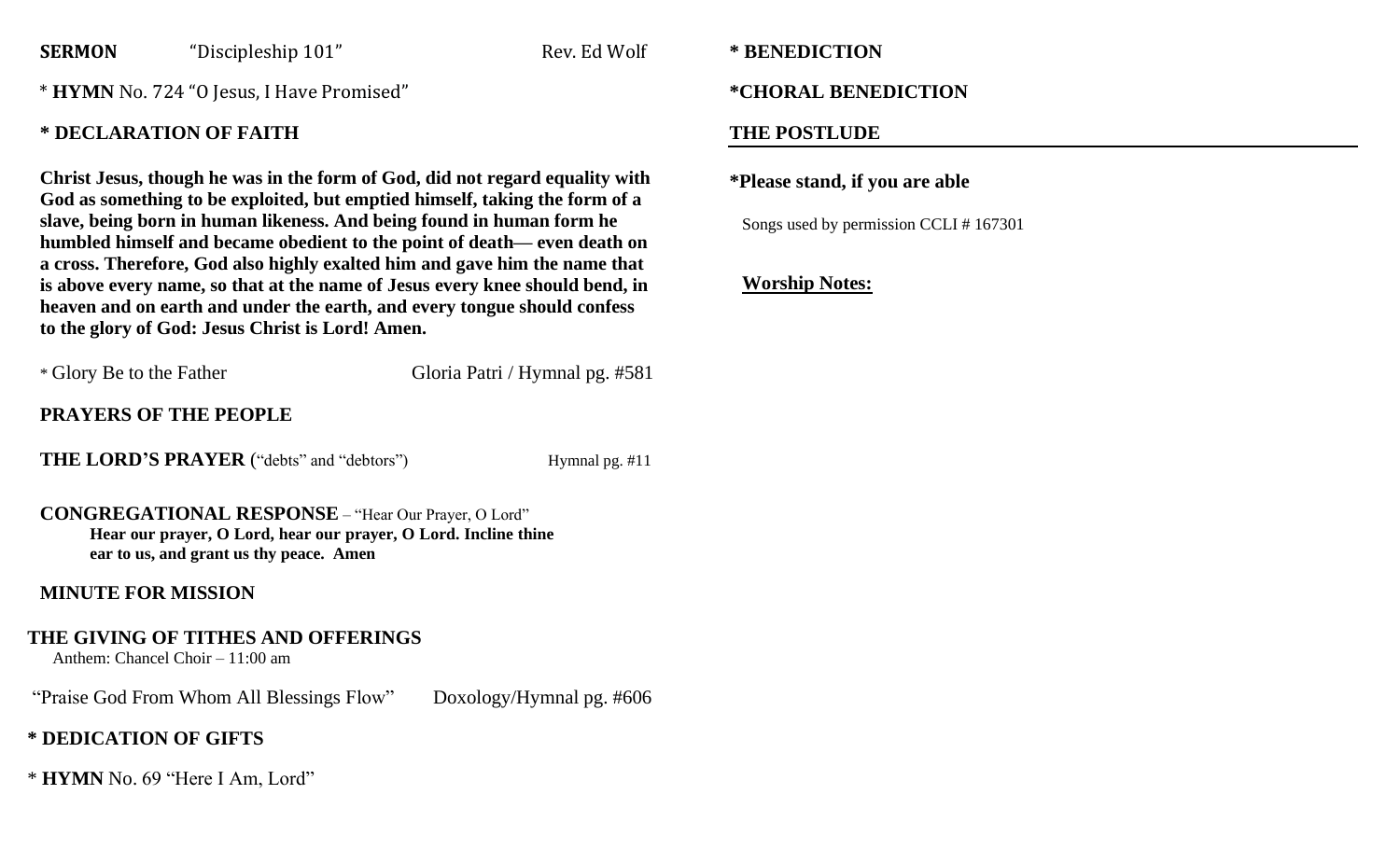**SERMON** "Discipleship 101" Rev. Ed Wolf

\* **HYMN** No. 724 "O Jesus, I Have Promised"

**\* DECLARATION OF FAITH**

**Christ Jesus, though he was in the form of God, did not regard equality with God as something to be exploited, but emptied himself, taking the form of a slave, being born in human likeness. And being found in human form he humbled himself and became obedient to the point of death— even death on a cross. Therefore, God also highly exalted him and gave him the name that is above every name, so that at the name of Jesus every knee should bend, in heaven and on earth and under the earth, and every tongue should confess to the glory of God: Jesus Christ is Lord! Amen.**

\* Glory Be to the Father Gloria Patri / Hymnal pg. #581

**PRAYERS OF THE PEOPLE**

**THE LORD'S PRAYER** ("debts" and "debtors") Hymnal pg. #11

**CONGREGATIONAL RESPONSE** – "Hear Our Prayer, O Lord"
**Hear our prayer, O Lord, hear our prayer, O Lord. Incline thine ear to us, and grant us thy peace. Amen**

**MINUTE FOR MISSION**

**THE GIVING OF TITHES AND OFFERINGS**
Anthem: Chancel Choir – 11:00 am

"Praise God From Whom All Blessings Flow" Doxology/Hymnal pg. #606

**\* DEDICATION OF GIFTS**

\* **HYMN** No. 69 "Here I Am, Lord"

**\* BENEDICTION**

**\*CHORAL BENEDICTION**

**THE POSTLUDE**

**\*Please stand, if you are able**

Songs used by permission CCLI # 167301

**Worship Notes:**